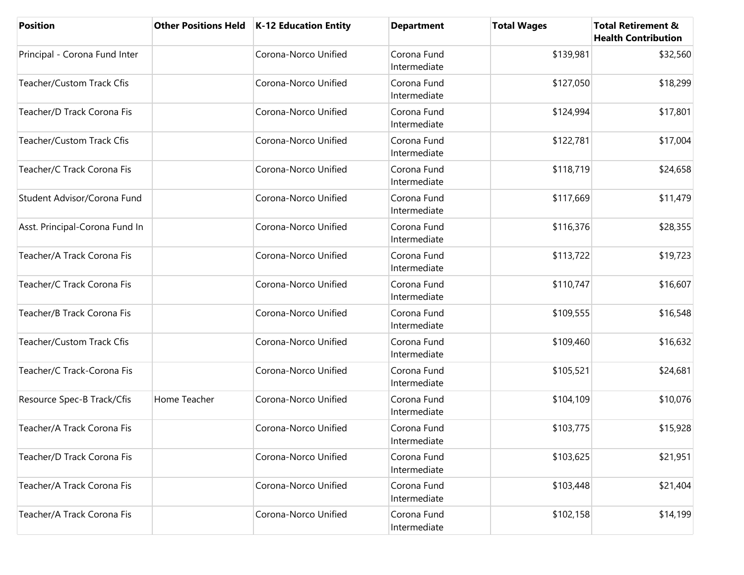| Position | Other Positions Held | K-12 Education Entity | Department | Total Wages | Total Retirement & Health Contribution |
|---|---|---|---|---|---|
| Principal - Corona Fund Inter | | Corona-Norco Unified | Corona Fund Intermediate | $139,981 | $32,560 |
| Teacher/Custom Track Cfis | | Corona-Norco Unified | Corona Fund Intermediate | $127,050 | $18,299 |
| Teacher/D Track Corona Fis | | Corona-Norco Unified | Corona Fund Intermediate | $124,994 | $17,801 |
| Teacher/Custom Track Cfis | | Corona-Norco Unified | Corona Fund Intermediate | $122,781 | $17,004 |
| Teacher/C Track Corona Fis | | Corona-Norco Unified | Corona Fund Intermediate | $118,719 | $24,658 |
| Student Advisor/Corona Fund | | Corona-Norco Unified | Corona Fund Intermediate | $117,669 | $11,479 |
| Asst. Principal-Corona Fund In | | Corona-Norco Unified | Corona Fund Intermediate | $116,376 | $28,355 |
| Teacher/A Track Corona Fis | | Corona-Norco Unified | Corona Fund Intermediate | $113,722 | $19,723 |
| Teacher/C Track Corona Fis | | Corona-Norco Unified | Corona Fund Intermediate | $110,747 | $16,607 |
| Teacher/B Track Corona Fis | | Corona-Norco Unified | Corona Fund Intermediate | $109,555 | $16,548 |
| Teacher/Custom Track Cfis | | Corona-Norco Unified | Corona Fund Intermediate | $109,460 | $16,632 |
| Teacher/C Track-Corona Fis | | Corona-Norco Unified | Corona Fund Intermediate | $105,521 | $24,681 |
| Resource Spec-B Track/Cfis | Home Teacher | Corona-Norco Unified | Corona Fund Intermediate | $104,109 | $10,076 |
| Teacher/A Track Corona Fis | | Corona-Norco Unified | Corona Fund Intermediate | $103,775 | $15,928 |
| Teacher/D Track Corona Fis | | Corona-Norco Unified | Corona Fund Intermediate | $103,625 | $21,951 |
| Teacher/A Track Corona Fis | | Corona-Norco Unified | Corona Fund Intermediate | $103,448 | $21,404 |
| Teacher/A Track Corona Fis | | Corona-Norco Unified | Corona Fund Intermediate | $102,158 | $14,199 |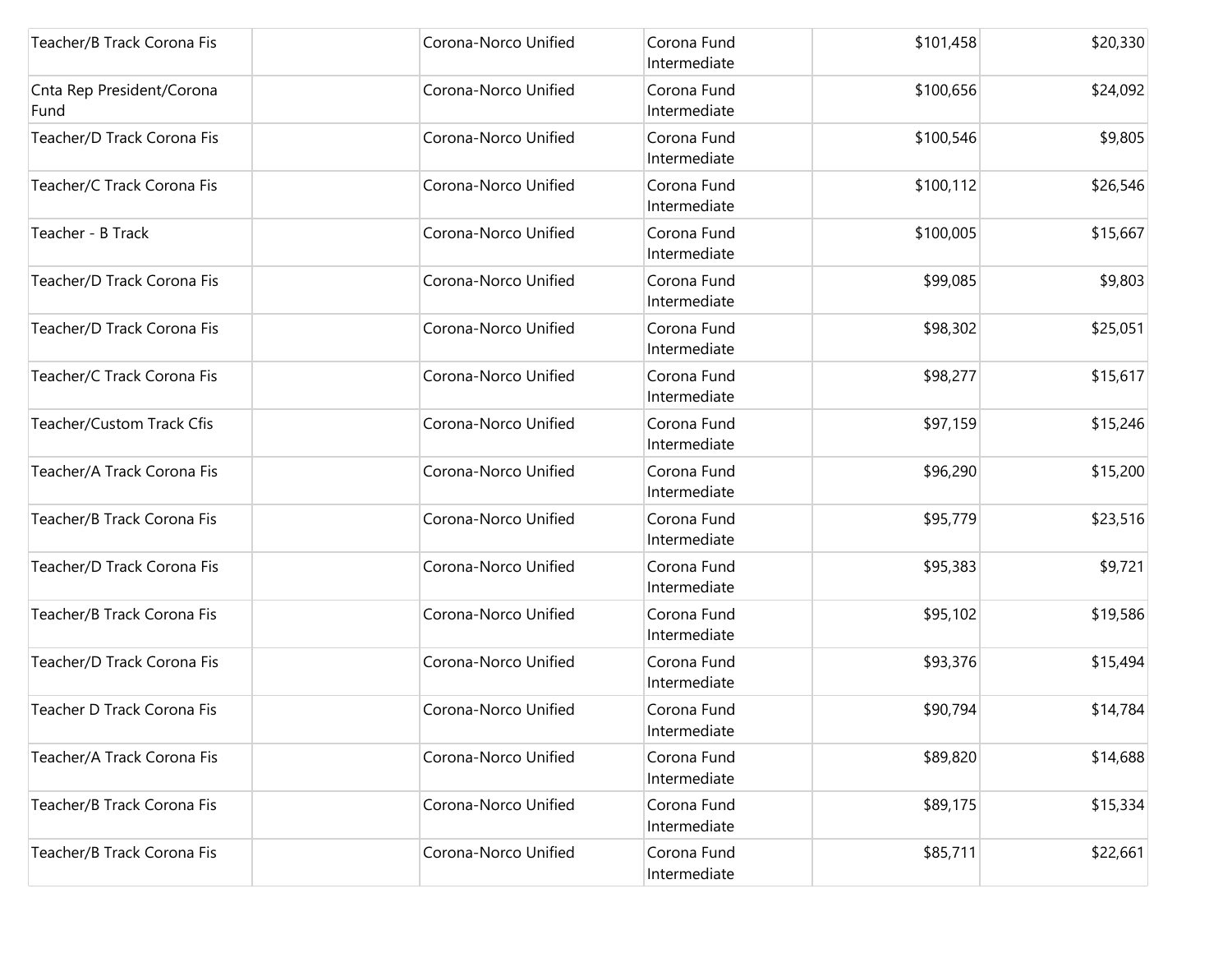| | | | | | |
|---|---|---|---|---|---|
| Teacher/B Track Corona Fis | | Corona-Norco Unified | Corona Fund Intermediate | $101,458 | $20,330 |
| Cnta Rep President/Corona Fund | | Corona-Norco Unified | Corona Fund Intermediate | $100,656 | $24,092 |
| Teacher/D Track Corona Fis | | Corona-Norco Unified | Corona Fund Intermediate | $100,546 | $9,805 |
| Teacher/C Track Corona Fis | | Corona-Norco Unified | Corona Fund Intermediate | $100,112 | $26,546 |
| Teacher - B Track | | Corona-Norco Unified | Corona Fund Intermediate | $100,005 | $15,667 |
| Teacher/D Track Corona Fis | | Corona-Norco Unified | Corona Fund Intermediate | $99,085 | $9,803 |
| Teacher/D Track Corona Fis | | Corona-Norco Unified | Corona Fund Intermediate | $98,302 | $25,051 |
| Teacher/C Track Corona Fis | | Corona-Norco Unified | Corona Fund Intermediate | $98,277 | $15,617 |
| Teacher/Custom Track Cfis | | Corona-Norco Unified | Corona Fund Intermediate | $97,159 | $15,246 |
| Teacher/A Track Corona Fis | | Corona-Norco Unified | Corona Fund Intermediate | $96,290 | $15,200 |
| Teacher/B Track Corona Fis | | Corona-Norco Unified | Corona Fund Intermediate | $95,779 | $23,516 |
| Teacher/D Track Corona Fis | | Corona-Norco Unified | Corona Fund Intermediate | $95,383 | $9,721 |
| Teacher/B Track Corona Fis | | Corona-Norco Unified | Corona Fund Intermediate | $95,102 | $19,586 |
| Teacher/D Track Corona Fis | | Corona-Norco Unified | Corona Fund Intermediate | $93,376 | $15,494 |
| Teacher D Track Corona Fis | | Corona-Norco Unified | Corona Fund Intermediate | $90,794 | $14,784 |
| Teacher/A Track Corona Fis | | Corona-Norco Unified | Corona Fund Intermediate | $89,820 | $14,688 |
| Teacher/B Track Corona Fis | | Corona-Norco Unified | Corona Fund Intermediate | $89,175 | $15,334 |
| Teacher/B Track Corona Fis | | Corona-Norco Unified | Corona Fund Intermediate | $85,711 | $22,661 |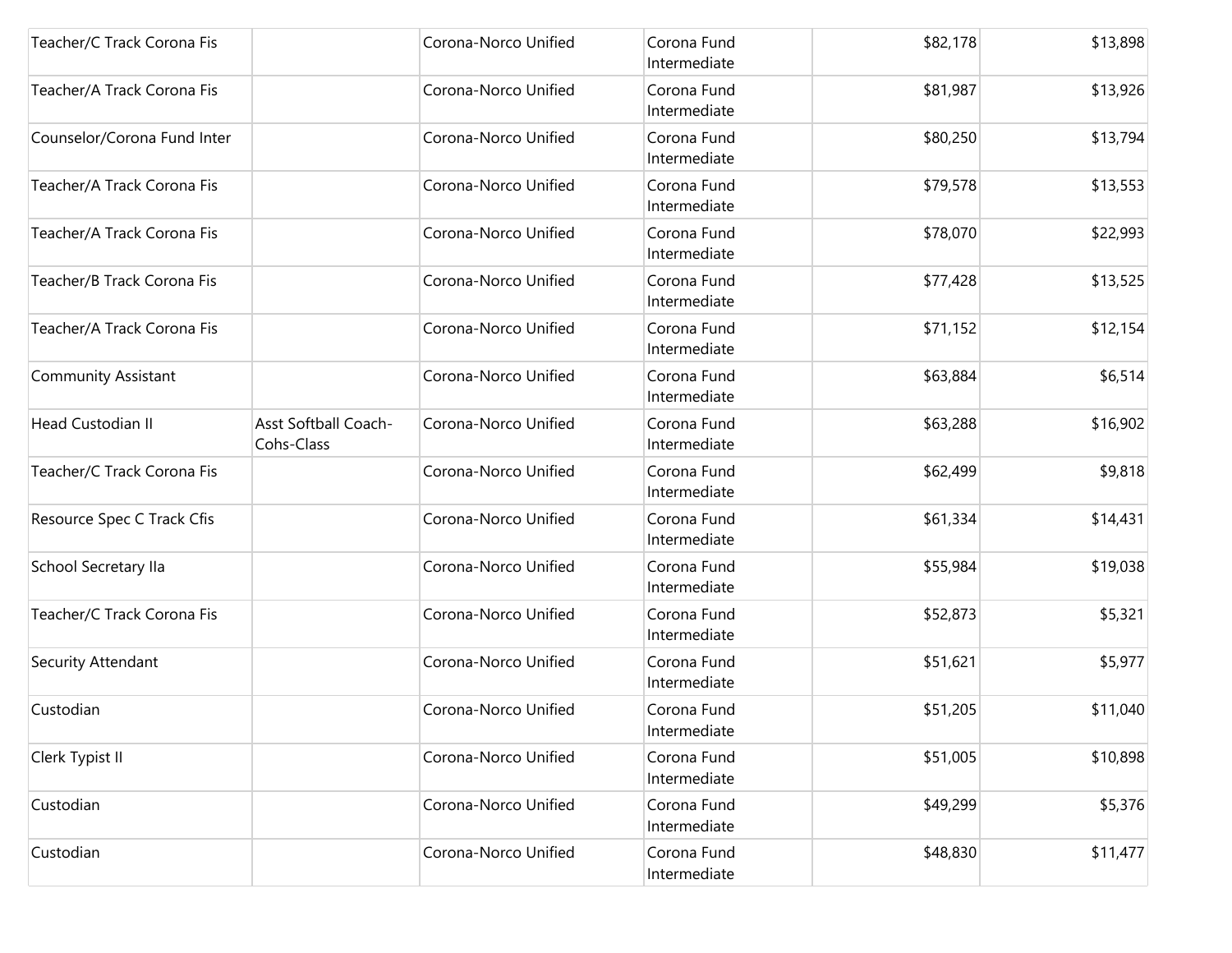| | | | | | |
|---|---|---|---|---|---|
| Teacher/C Track Corona Fis | | Corona-Norco Unified | Corona Fund Intermediate | $82,178 | $13,898 |
| Teacher/A Track Corona Fis | | Corona-Norco Unified | Corona Fund Intermediate | $81,987 | $13,926 |
| Counselor/Corona Fund Inter | | Corona-Norco Unified | Corona Fund Intermediate | $80,250 | $13,794 |
| Teacher/A Track Corona Fis | | Corona-Norco Unified | Corona Fund Intermediate | $79,578 | $13,553 |
| Teacher/A Track Corona Fis | | Corona-Norco Unified | Corona Fund Intermediate | $78,070 | $22,993 |
| Teacher/B Track Corona Fis | | Corona-Norco Unified | Corona Fund Intermediate | $77,428 | $13,525 |
| Teacher/A Track Corona Fis | | Corona-Norco Unified | Corona Fund Intermediate | $71,152 | $12,154 |
| Community Assistant | | Corona-Norco Unified | Corona Fund Intermediate | $63,884 | $6,514 |
| Head Custodian II | Asst Softball Coach-Cohs-Class | Corona-Norco Unified | Corona Fund Intermediate | $63,288 | $16,902 |
| Teacher/C Track Corona Fis | | Corona-Norco Unified | Corona Fund Intermediate | $62,499 | $9,818 |
| Resource Spec C Track Cfis | | Corona-Norco Unified | Corona Fund Intermediate | $61,334 | $14,431 |
| School Secretary IIa | | Corona-Norco Unified | Corona Fund Intermediate | $55,984 | $19,038 |
| Teacher/C Track Corona Fis | | Corona-Norco Unified | Corona Fund Intermediate | $52,873 | $5,321 |
| Security Attendant | | Corona-Norco Unified | Corona Fund Intermediate | $51,621 | $5,977 |
| Custodian | | Corona-Norco Unified | Corona Fund Intermediate | $51,205 | $11,040 |
| Clerk Typist II | | Corona-Norco Unified | Corona Fund Intermediate | $51,005 | $10,898 |
| Custodian | | Corona-Norco Unified | Corona Fund Intermediate | $49,299 | $5,376 |
| Custodian | | Corona-Norco Unified | Corona Fund Intermediate | $48,830 | $11,477 |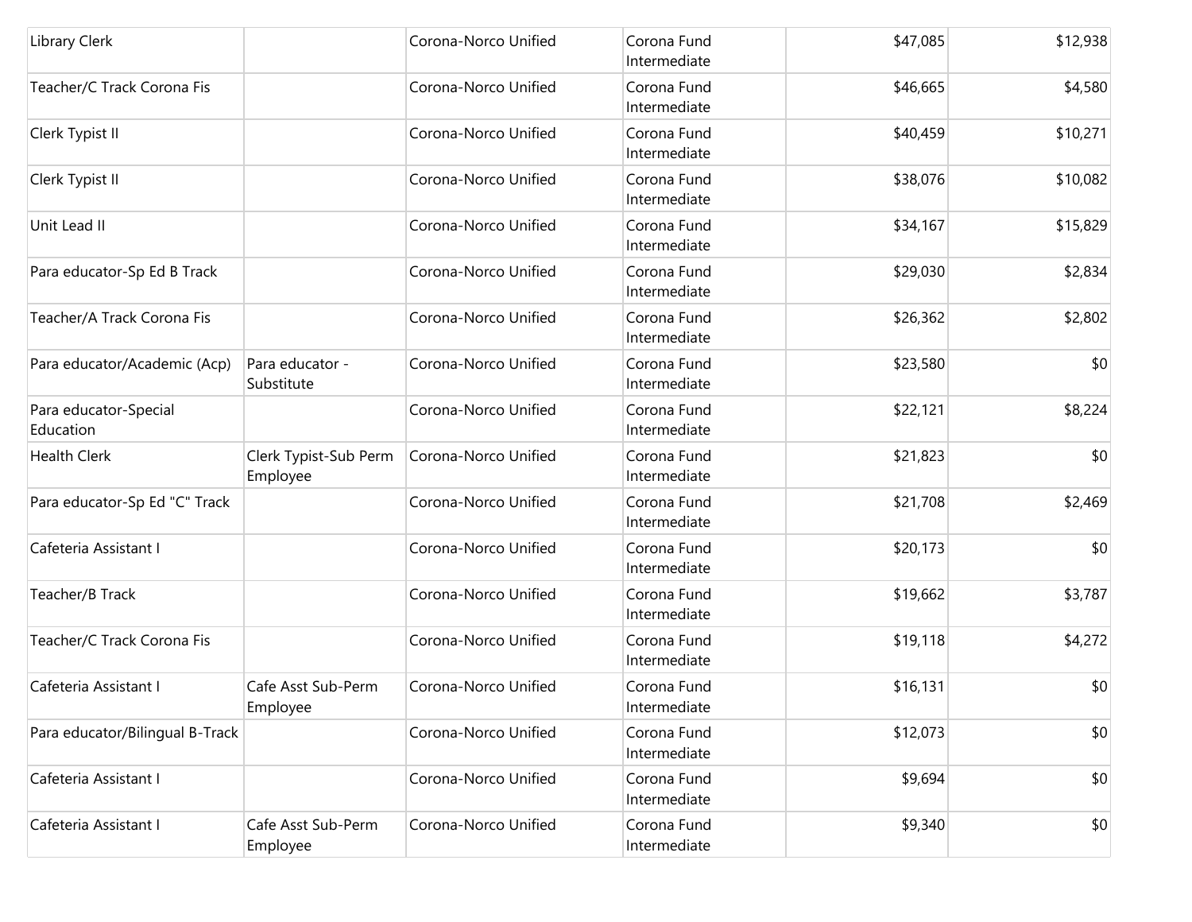| | | | | | |
|---|---|---|---|---|---|
| Library Clerk | | Corona-Norco Unified | Corona Fund Intermediate | $47,085 | $12,938 |
| Teacher/C Track Corona Fis | | Corona-Norco Unified | Corona Fund Intermediate | $46,665 | $4,580 |
| Clerk Typist II | | Corona-Norco Unified | Corona Fund Intermediate | $40,459 | $10,271 |
| Clerk Typist II | | Corona-Norco Unified | Corona Fund Intermediate | $38,076 | $10,082 |
| Unit Lead II | | Corona-Norco Unified | Corona Fund Intermediate | $34,167 | $15,829 |
| Para educator-Sp Ed B Track | | Corona-Norco Unified | Corona Fund Intermediate | $29,030 | $2,834 |
| Teacher/A Track Corona Fis | | Corona-Norco Unified | Corona Fund Intermediate | $26,362 | $2,802 |
| Para educator/Academic (Acp) | Para educator - Substitute | Corona-Norco Unified | Corona Fund Intermediate | $23,580 | $0 |
| Para educator-Special Education | | Corona-Norco Unified | Corona Fund Intermediate | $22,121 | $8,224 |
| Health Clerk | Clerk Typist-Sub Perm Employee | Corona-Norco Unified | Corona Fund Intermediate | $21,823 | $0 |
| Para educator-Sp Ed "C" Track | | Corona-Norco Unified | Corona Fund Intermediate | $21,708 | $2,469 |
| Cafeteria Assistant I | | Corona-Norco Unified | Corona Fund Intermediate | $20,173 | $0 |
| Teacher/B Track | | Corona-Norco Unified | Corona Fund Intermediate | $19,662 | $3,787 |
| Teacher/C Track Corona Fis | | Corona-Norco Unified | Corona Fund Intermediate | $19,118 | $4,272 |
| Cafeteria Assistant I | Cafe Asst Sub-Perm Employee | Corona-Norco Unified | Corona Fund Intermediate | $16,131 | $0 |
| Para educator/Bilingual B-Track | | Corona-Norco Unified | Corona Fund Intermediate | $12,073 | $0 |
| Cafeteria Assistant I | | Corona-Norco Unified | Corona Fund Intermediate | $9,694 | $0 |
| Cafeteria Assistant I | Cafe Asst Sub-Perm Employee | Corona-Norco Unified | Corona Fund Intermediate | $9,340 | $0 |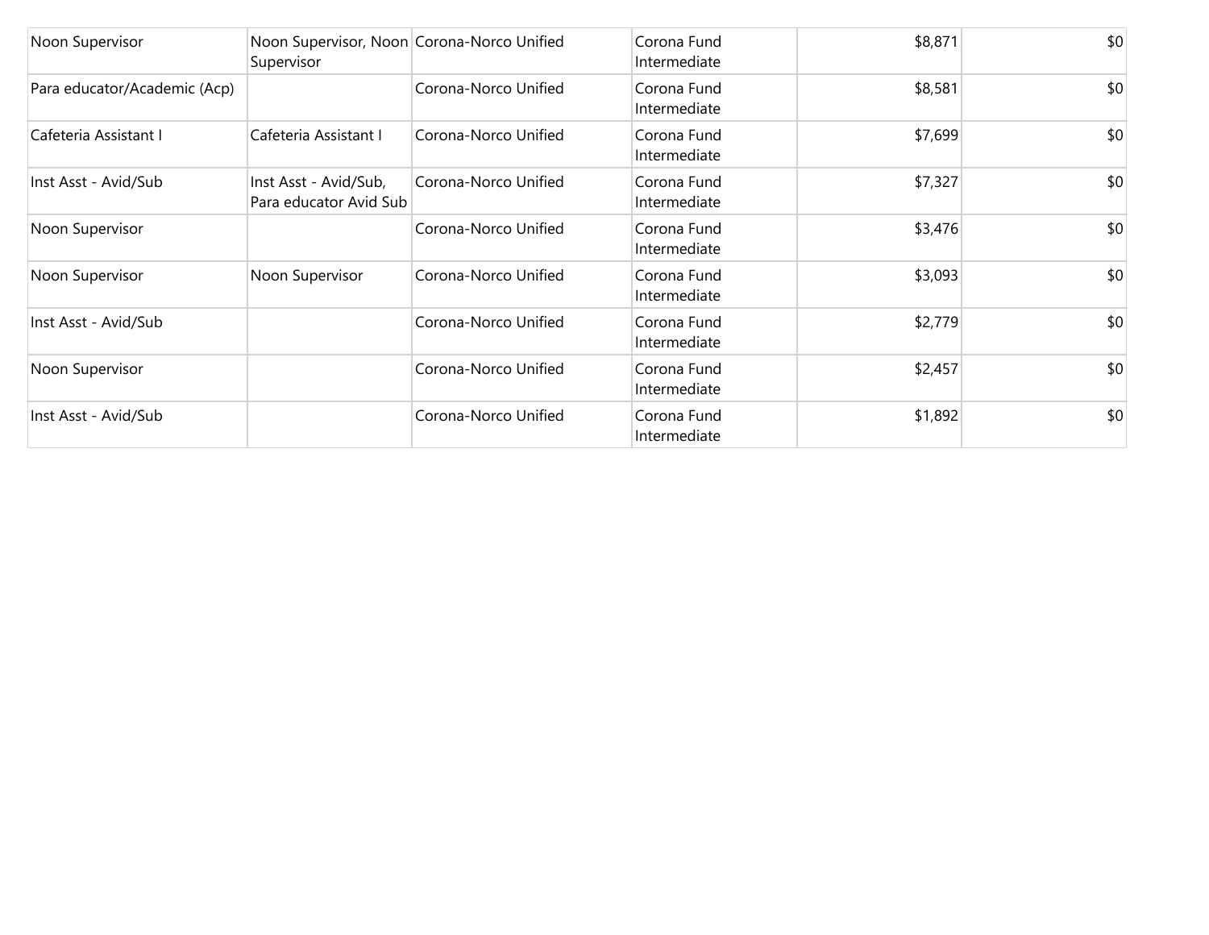| | | | | | |
|---|---|---|---|---|---|
| Noon Supervisor | Noon Supervisor, Noon Supervisor | Corona-Norco Unified | Corona Fund Intermediate | $8,871 | $0 |
| Para educator/Academic (Acp) | | Corona-Norco Unified | Corona Fund Intermediate | $8,581 | $0 |
| Cafeteria Assistant I | Cafeteria Assistant I | Corona-Norco Unified | Corona Fund Intermediate | $7,699 | $0 |
| Inst Asst - Avid/Sub | Inst Asst - Avid/Sub, Para educator Avid Sub | Corona-Norco Unified | Corona Fund Intermediate | $7,327 | $0 |
| Noon Supervisor | | Corona-Norco Unified | Corona Fund Intermediate | $3,476 | $0 |
| Noon Supervisor | Noon Supervisor | Corona-Norco Unified | Corona Fund Intermediate | $3,093 | $0 |
| Inst Asst - Avid/Sub | | Corona-Norco Unified | Corona Fund Intermediate | $2,779 | $0 |
| Noon Supervisor | | Corona-Norco Unified | Corona Fund Intermediate | $2,457 | $0 |
| Inst Asst - Avid/Sub | | Corona-Norco Unified | Corona Fund Intermediate | $1,892 | $0 |